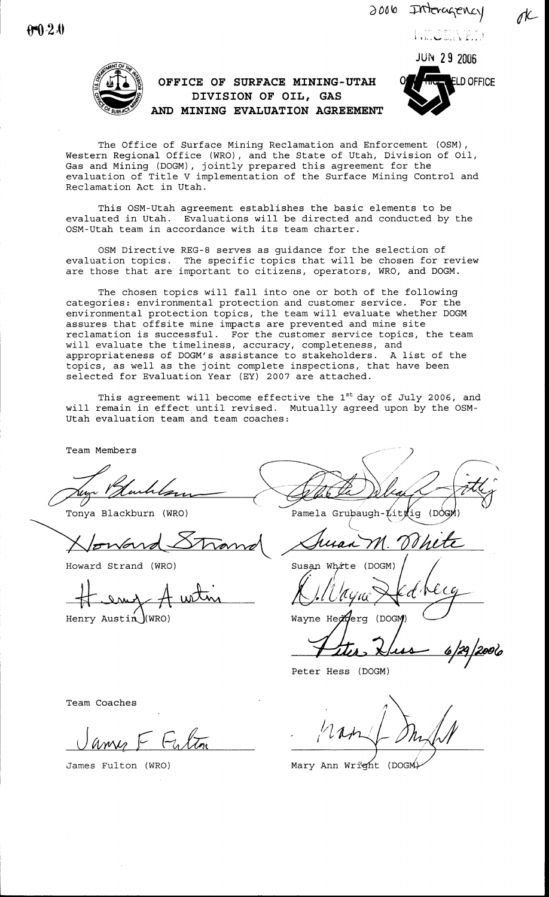0 0 2 0

2006 Interagency

RECEIVED

JUN 29 2006

OK

# OFFICE OF SURFACE MINING-UTAH DIVISION OF OIL, GAS AND MINING EVALUATION AGREEMENT

The Office of Surface Mining Reclamation and Enforcement (OSM), Western Regional Office (WRO), and the State of Utah, Division of Oil, Gas and Mining (DOGM), jointly prepared this agreement for the evaluation of Title V implementation of the Surface Mining Control and Reclamation Act in Utah.

This OSM-Utah agreement establishes the basic elements to be evaluated in Utah. Evaluations will be directed and conducted by the OSM-Utah team in accordance with its team charter.

OSM Directive REG-8 serves as guidance for the selection of evaluation topics. The specific topics that will be chosen for review are those that are important to citizens, operators, WRO, and DOGM.

The chosen topics will fall into one or both of the following categories: environmental protection and customer service. For the environmental protection topics, the team will evaluate whether DOGM assures that offsite mine impacts are prevented and mine site reclamation is successful. For the customer service topics, the team will evaluate the timeliness, accuracy, completeness, and appropriateness of DOGM's assistance to stakeholders. A list of the topics, as well as the joint complete inspections, that have been selected for Evaluation Year (EY) 2007 are attached.

This agreement will become effective the 1st day of July 2006, and will remain in effect until revised. Mutually agreed upon by the OSM-Utah evaluation team and team coaches:

Team Members

| | |
|---|---|
| Tonya Blackburn (WRO) | Pamela Grubaugh-Littig (DOGM) |
| Howard Strand (WRO) | Susan White (DOGM) |
| Henry Austin (WRO) | Wayne Hedberg (DOGM) |
| | Peter Hess (DOGM) 6/29/2006 |

Team Coaches

| | |
|---|---|
| James Fulton (WRO) | Mary Ann Wright (DOGM) |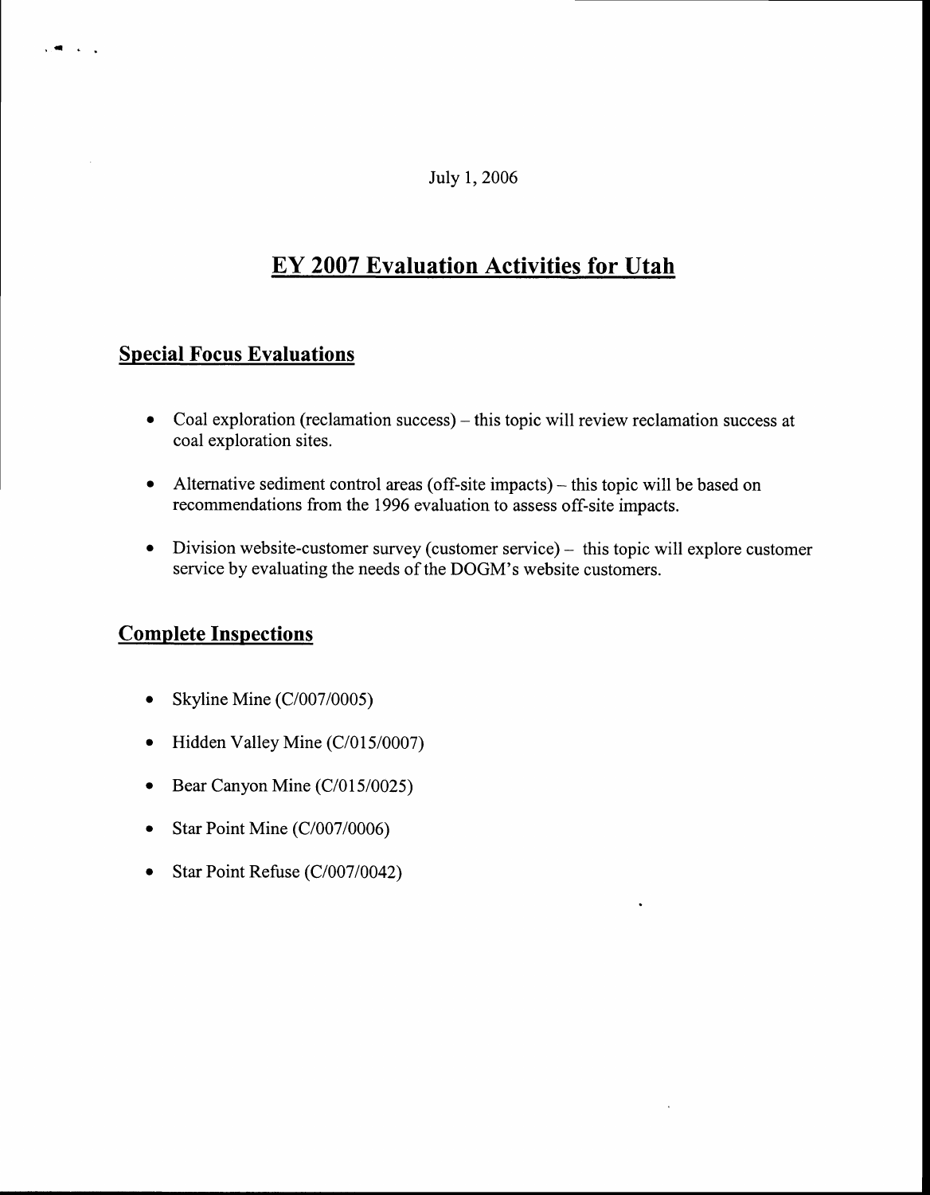July 1, 2006

# EY 2007 Evaluation Activities for Utah

## Special Focus Evaluations

- Coal exploration (reclamation success) – this topic will review reclamation success at coal exploration sites.
- Alternative sediment control areas (off-site impacts) – this topic will be based on recommendations from the 1996 evaluation to assess off-site impacts.
- Division website-customer survey (customer service) – this topic will explore customer service by evaluating the needs of the DOGM's website customers.

## Complete Inspections

- Skyline Mine (C/007/0005)
- Hidden Valley Mine (C/015/0007)
- Bear Canyon Mine (C/015/0025)
- Star Point Mine (C/007/0006)
- Star Point Refuse (C/007/0042)